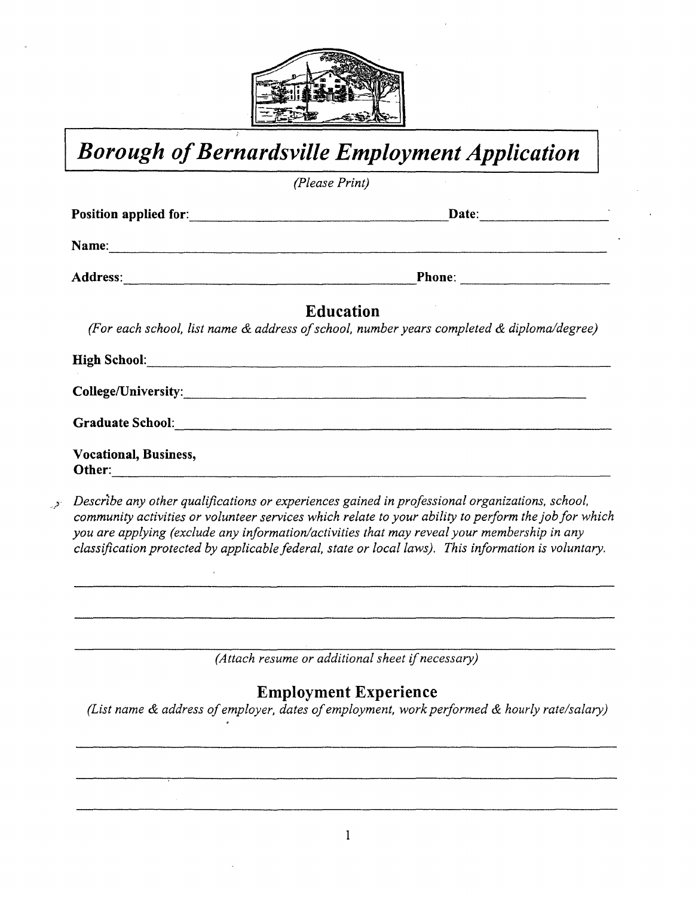# Borough of Bernardsville Employment Application

*(Please Print)*

**Position applied for:** ______________________________ **Date:** ________________

**Name:** ______________________________________________________________

**Address:** ______________________________ **Phone:** ________________

## Education

*(For each school, list name & address of school, number years completed & diploma/degree)*

**High School:** ______________________________________________________________

**College/University:** ______________________________________________________________

**Graduate School:** ______________________________________________________________

**Vocational, Business, Other:** ______________________________________________________________

*Describe any other qualifications or experiences gained in professional organizations, school, community activities or volunteer services which relate to your ability to perform the job for which you are applying (exclude any information/activities that may reveal your membership in any classification protected by applicable federal, state or local laws). This information is voluntary.*

______________________________________________________________

______________________________________________________________

______________________________________________________________

*(Attach resume or additional sheet if necessary)*

## Employment Experience

*(List name & address of employer, dates of employment, work performed & hourly rate/salary)*

______________________________________________________________

______________________________________________________________

______________________________________________________________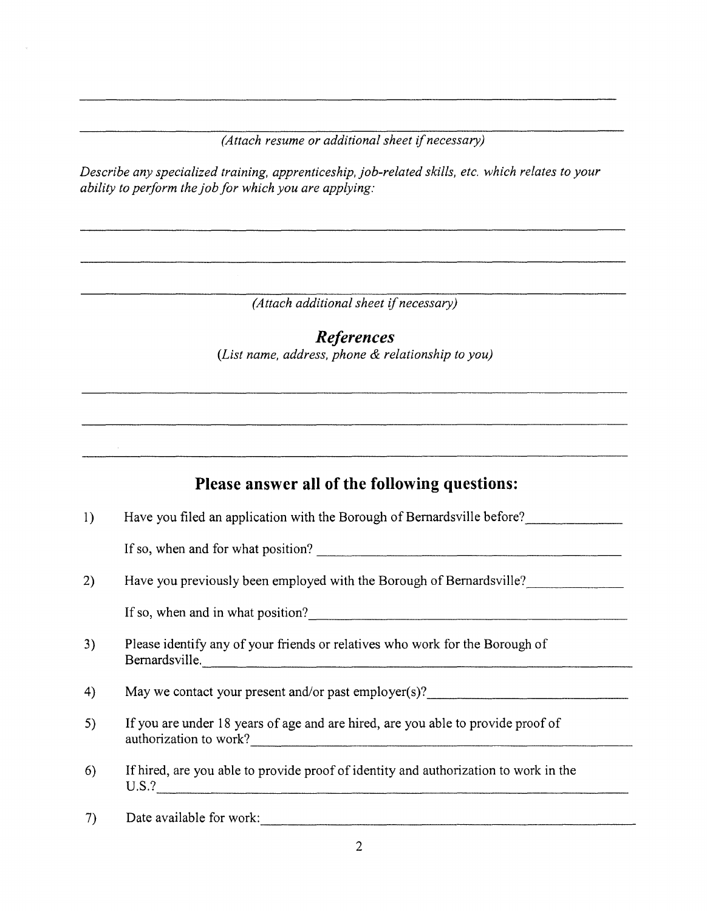\_\_\_\_\_\_\_\_\_\_\_\_\_\_\_\_\_\_\_\_\_\_\_\_\_\_\_\_\_\_\_\_\_\_\_\_\_\_\_\_\_\_\_\_\_\_\_\_\_\_\_\_\_\_\_\_\_\_\_\_\_\_\_\_\_\_\_\_\_\_

\_\_\_\_\_\_\_\_\_\_\_\_\_\_\_\_\_\_\_\_\_\_\_\_\_\_\_\_\_\_\_\_\_\_\_\_\_\_\_\_\_\_\_\_\_\_\_\_\_\_\_\_\_\_\_\_\_\_\_\_\_\_\_\_\_\_\_\_\_\_

*(Attach resume or additional sheet if necessary)*

*Describe any specialized training, apprenticeship, job-related skills, etc. which relates to your ability to perform the job for which you are applying:*

\_\_\_\_\_\_\_\_\_\_\_\_\_\_\_\_\_\_\_\_\_\_\_\_\_\_\_\_\_\_\_\_\_\_\_\_\_\_\_\_\_\_\_\_\_\_\_\_\_\_\_\_\_\_\_\_\_\_\_\_\_\_\_\_\_\_\_\_\_\_

\_\_\_\_\_\_\_\_\_\_\_\_\_\_\_\_\_\_\_\_\_\_\_\_\_\_\_\_\_\_\_\_\_\_\_\_\_\_\_\_\_\_\_\_\_\_\_\_\_\_\_\_\_\_\_\_\_\_\_\_\_\_\_\_\_\_\_\_\_\_

\_\_\_\_\_\_\_\_\_\_\_\_\_\_\_\_\_\_\_\_\_\_\_\_\_\_\_\_\_\_\_\_\_\_\_\_\_\_\_\_\_\_\_\_\_\_\_\_\_\_\_\_\_\_\_\_\_\_\_\_\_\_\_\_\_\_\_\_\_\_

*(Attach additional sheet if necessary)*

## *References*

*(List name, address, phone & relationship to you)*

\_\_\_\_\_\_\_\_\_\_\_\_\_\_\_\_\_\_\_\_\_\_\_\_\_\_\_\_\_\_\_\_\_\_\_\_\_\_\_\_\_\_\_\_\_\_\_\_\_\_\_\_\_\_\_\_\_\_\_\_\_\_\_\_\_\_\_\_\_\_

\_\_\_\_\_\_\_\_\_\_\_\_\_\_\_\_\_\_\_\_\_\_\_\_\_\_\_\_\_\_\_\_\_\_\_\_\_\_\_\_\_\_\_\_\_\_\_\_\_\_\_\_\_\_\_\_\_\_\_\_\_\_\_\_\_\_\_\_\_\_

\_\_\_\_\_\_\_\_\_\_\_\_\_\_\_\_\_\_\_\_\_\_\_\_\_\_\_\_\_\_\_\_\_\_\_\_\_\_\_\_\_\_\_\_\_\_\_\_\_\_\_\_\_\_\_\_\_\_\_\_\_\_\_\_\_\_\_\_\_\_

## Please answer all of the following questions:

1) Have you filed an application with the Borough of Bernardsville before?\_\_\_\_\_\_\_\_\_\_\_\_\_\_

   If so, when and for what position? \_\_\_\_\_\_\_\_\_\_\_\_\_\_\_\_\_\_\_\_\_\_\_\_\_\_\_\_\_\_\_\_\_\_\_\_\_\_\_\_

2) Have you previously been employed with the Borough of Bernardsville?\_\_\_\_\_\_\_\_\_\_\_\_\_\_

   If so, when and in what position?\_\_\_\_\_\_\_\_\_\_\_\_\_\_\_\_\_\_\_\_\_\_\_\_\_\_\_\_\_\_\_\_\_\_\_\_\_\_\_\_

3) Please identify any of your friends or relatives who work for the Borough of Bernardsville.\_\_\_\_\_\_\_\_\_\_\_\_\_\_\_\_\_\_\_\_\_\_\_\_\_\_\_\_\_\_\_\_\_\_\_\_\_\_\_\_\_\_\_\_\_\_\_\_\_\_\_\_\_\_\_\_

4) May we contact your present and/or past employer(s)?\_\_\_\_\_\_\_\_\_\_\_\_\_\_\_\_\_\_\_\_\_\_\_\_\_\_

5) If you are under 18 years of age and are hired, are you able to provide proof of authorization to work?\_\_\_\_\_\_\_\_\_\_\_\_\_\_\_\_\_\_\_\_\_\_\_\_\_\_\_\_\_\_\_\_\_\_\_\_\_\_\_\_\_\_\_\_\_\_\_\_\_\_\_\_

6) If hired, are you able to provide proof of identity and authorization to work in the U.S.?\_\_\_\_\_\_\_\_\_\_\_\_\_\_\_\_\_\_\_\_\_\_\_\_\_\_\_\_\_\_\_\_\_\_\_\_\_\_\_\_\_\_\_\_\_\_\_\_\_\_\_\_\_\_\_\_\_\_\_\_\_\_

7) Date available for work:\_\_\_\_\_\_\_\_\_\_\_\_\_\_\_\_\_\_\_\_\_\_\_\_\_\_\_\_\_\_\_\_\_\_\_\_\_\_\_\_\_\_\_\_\_\_\_\_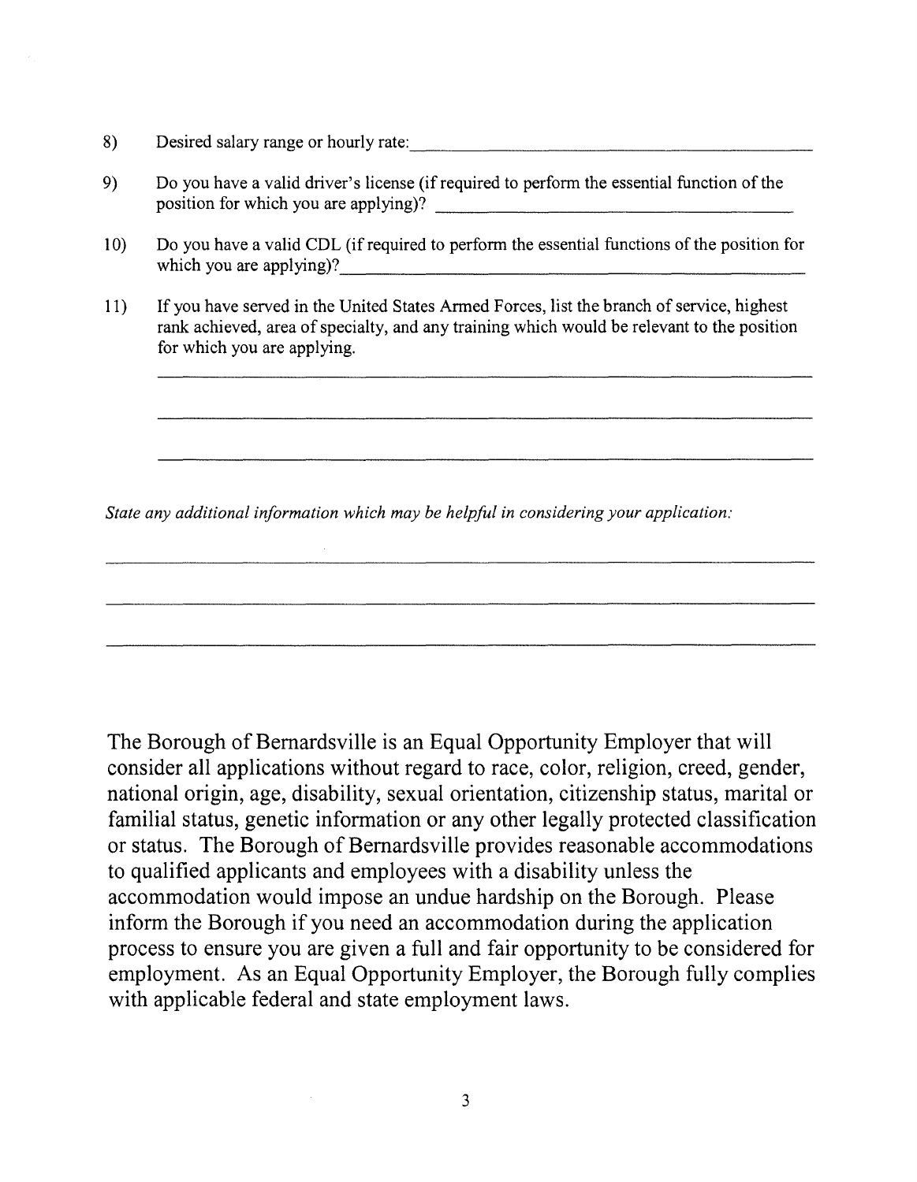8) Desired salary range or hourly rate: ____________________________________________

9) Do you have a valid driver's license (if required to perform the essential function of the position for which you are applying)? ____________________________________

10) Do you have a valid CDL (if required to perform the essential functions of the position for which you are applying)? ____________________________________________

11) If you have served in the United States Armed Forces, list the branch of service, highest rank achieved, area of specialty, and any training which would be relevant to the position for which you are applying.

____________________________________________________________________

____________________________________________________________________

____________________________________________________________________

*State any additional information which may be helpful in considering your application:*

____________________________________________________________________

____________________________________________________________________

____________________________________________________________________

The Borough of Bernardsville is an Equal Opportunity Employer that will consider all applications without regard to race, color, religion, creed, gender, national origin, age, disability, sexual orientation, citizenship status, marital or familial status, genetic information or any other legally protected classification or status. The Borough of Bernardsville provides reasonable accommodations to qualified applicants and employees with a disability unless the accommodation would impose an undue hardship on the Borough. Please inform the Borough if you need an accommodation during the application process to ensure you are given a full and fair opportunity to be considered for employment. As an Equal Opportunity Employer, the Borough fully complies with applicable federal and state employment laws.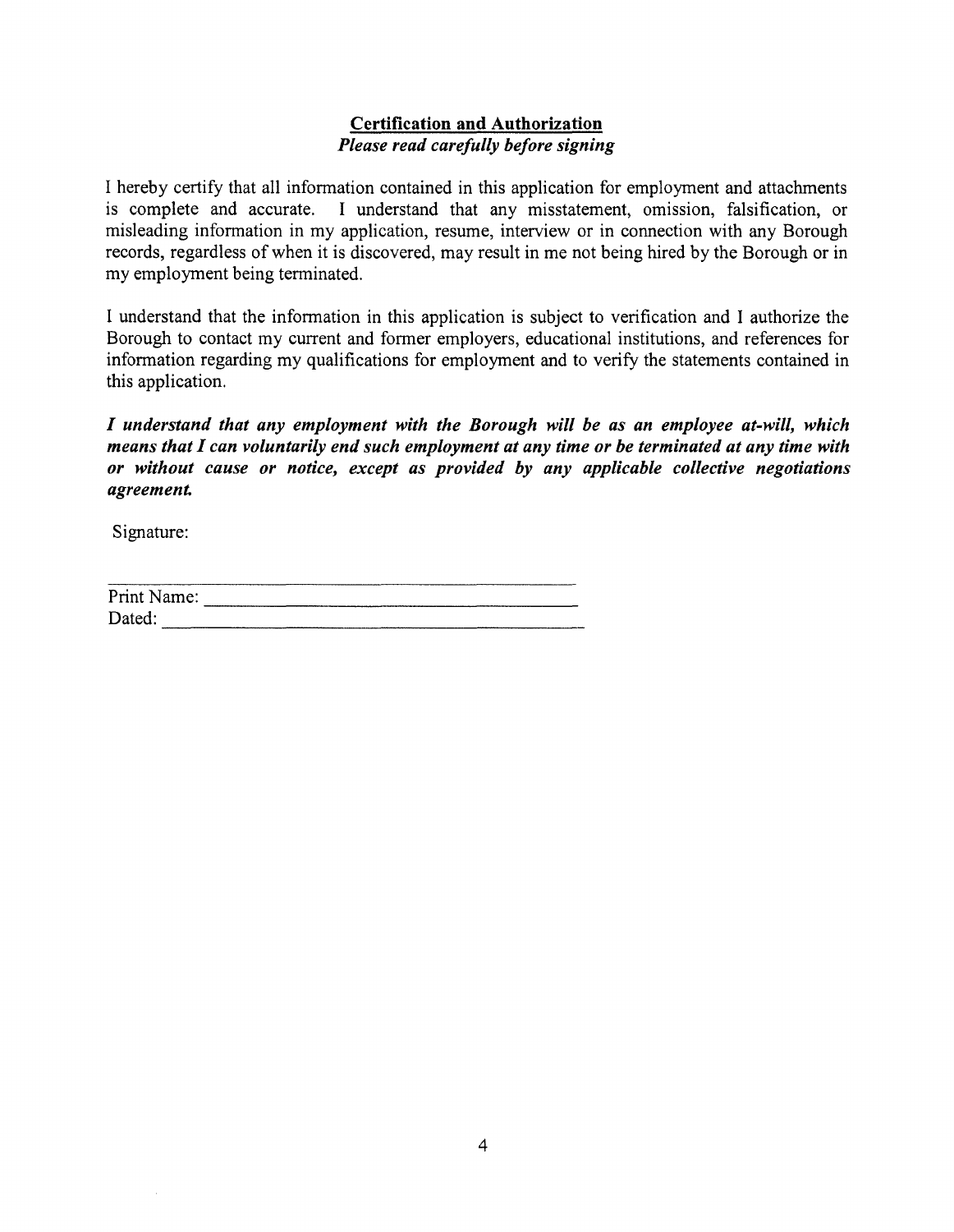**Certification and Authorization**

***Please read carefully before signing***

I hereby certify that all information contained in this application for employment and attachments is complete and accurate. I understand that any misstatement, omission, falsification, or misleading information in my application, resume, interview or in connection with any Borough records, regardless of when it is discovered, may result in me not being hired by the Borough or in my employment being terminated.

I understand that the information in this application is subject to verification and I authorize the Borough to contact my current and former employers, educational institutions, and references for information regarding my qualifications for employment and to verify the statements contained in this application.

***I understand that any employment with the Borough will be as an employee at-will, which means that I can voluntarily end such employment at any time or be terminated at any time with or without cause or notice, except as provided by any applicable collective negotiations agreement.***

Signature:

\_\_\_\_\_\_\_\_\_\_\_\_\_\_\_\_\_\_\_\_\_\_\_\_\_\_\_\_\_\_\_\_\_\_\_\_\_\_\_\_\_\_\_\_

Print Name: \_\_\_\_\_\_\_\_\_\_\_\_\_\_\_\_\_\_\_\_\_\_\_\_\_\_\_\_\_\_\_\_\_\_

Dated: \_\_\_\_\_\_\_\_\_\_\_\_\_\_\_\_\_\_\_\_\_\_\_\_\_\_\_\_\_\_\_\_\_\_\_\_\_\_\_